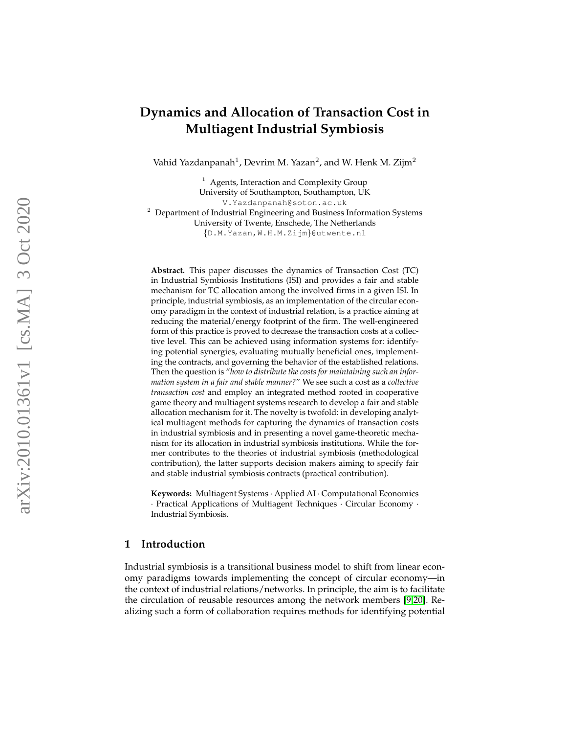# Dynamics and Allocation of Transaction Cost in Multiagent Industrial Symbiosis

Vahid Yazdanpanah[1], Devrim M. Yazan[2], and W. Henk M. Zijm[2]

[1] Agents, Interaction and Complexity Group
University of Southampton, Southampton, UK
V.Yazdanpanah@soton.ac.uk

[2] Department of Industrial Engineering and Business Information Systems
University of Twente, Enschede, The Netherlands
{D.M.Yazan,W.H.M.Zijm}@utwente.nl

**Abstract.** This paper discusses the dynamics of Transaction Cost (TC) in Industrial Symbiosis Institutions (ISI) and provides a fair and stable mechanism for TC allocation among the involved firms in a given ISI. In principle, industrial symbiosis, as an implementation of the circular economy paradigm in the context of industrial relation, is a practice aiming at reducing the material/energy footprint of the firm. The well-engineered form of this practice is proved to decrease the transaction costs at a collective level. This can be achieved using information systems for: identifying potential synergies, evaluating mutually beneficial ones, implementing the contracts, and governing the behavior of the established relations. Then the question is "*how to distribute the costs for maintaining such an information system in a fair and stable manner?*" We see such a cost as a *collective transaction cost* and employ an integrated method rooted in cooperative game theory and multiagent systems research to develop a fair and stable allocation mechanism for it. The novelty is twofold: in developing analytical multiagent methods for capturing the dynamics of transaction costs in industrial symbiosis and in presenting a novel game-theoretic mechanism for its allocation in industrial symbiosis institutions. While the former contributes to the theories of industrial symbiosis (methodological contribution), the latter supports decision makers aiming to specify fair and stable industrial symbiosis contracts (practical contribution).

**Keywords:** Multiagent Systems · Applied AI · Computational Economics · Practical Applications of Multiagent Techniques · Circular Economy · Industrial Symbiosis.

## 1 Introduction

Industrial symbiosis is a transitional business model to shift from linear economy paradigms towards implementing the concept of circular economy—in the context of industrial relations/networks. In principle, the aim is to facilitate the circulation of reusable resources among the network members [9,20]. Realizing such a form of collaboration requires methods for identifying potential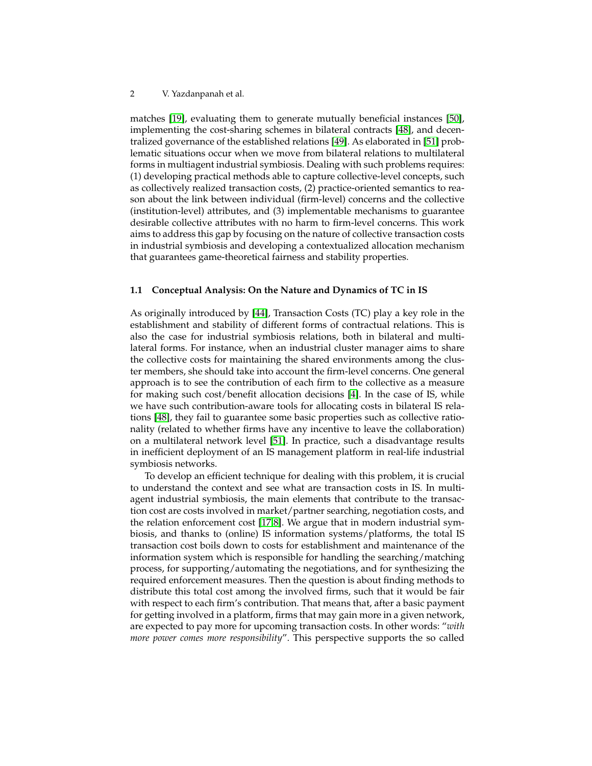matches [19], evaluating them to generate mutually beneficial instances [50], implementing the cost-sharing schemes in bilateral contracts [48], and decentralized governance of the established relations [49]. As elaborated in [51] problematic situations occur when we move from bilateral relations to multilateral forms in multiagent industrial symbiosis. Dealing with such problems requires: (1) developing practical methods able to capture collective-level concepts, such as collectively realized transaction costs, (2) practice-oriented semantics to reason about the link between individual (firm-level) concerns and the collective (institution-level) attributes, and (3) implementable mechanisms to guarantee desirable collective attributes with no harm to firm-level concerns. This work aims to address this gap by focusing on the nature of collective transaction costs in industrial symbiosis and developing a contextualized allocation mechanism that guarantees game-theoretical fairness and stability properties.

### 1.1 Conceptual Analysis: On the Nature and Dynamics of TC in IS

As originally introduced by [44], Transaction Costs (TC) play a key role in the establishment and stability of different forms of contractual relations. This is also the case for industrial symbiosis relations, both in bilateral and multilateral forms. For instance, when an industrial cluster manager aims to share the collective costs for maintaining the shared environments among the cluster members, she should take into account the firm-level concerns. One general approach is to see the contribution of each firm to the collective as a measure for making such cost/benefit allocation decisions [4]. In the case of IS, while we have such contribution-aware tools for allocating costs in bilateral IS relations [48], they fail to guarantee some basic properties such as collective rationality (related to whether firms have any incentive to leave the collaboration) on a multilateral network level [51]. In practice, such a disadvantage results in inefficient deployment of an IS management platform in real-life industrial symbiosis networks.

To develop an efficient technique for dealing with this problem, it is crucial to understand the context and see what are transaction costs in IS. In multiagent industrial symbiosis, the main elements that contribute to the transaction cost are costs involved in market/partner searching, negotiation costs, and the relation enforcement cost [17,8]. We argue that in modern industrial symbiosis, and thanks to (online) IS information systems/platforms, the total IS transaction cost boils down to costs for establishment and maintenance of the information system which is responsible for handling the searching/matching process, for supporting/automating the negotiations, and for synthesizing the required enforcement measures. Then the question is about finding methods to distribute this total cost among the involved firms, such that it would be fair with respect to each firm's contribution. That means that, after a basic payment for getting involved in a platform, firms that may gain more in a given network, are expected to pay more for upcoming transaction costs. In other words: "*with more power comes more responsibility*". This perspective supports the so called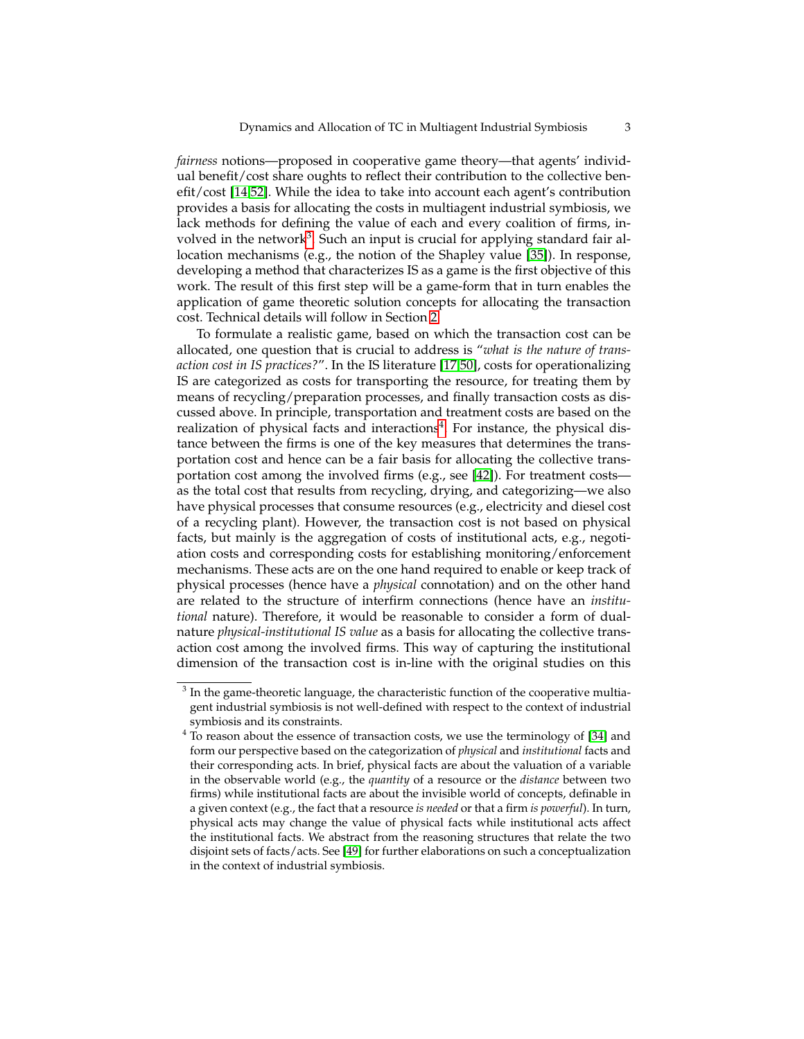*fairness* notions—proposed in cooperative game theory—that agents' individual benefit/cost share oughts to reflect their contribution to the collective benefit/cost [14,52]. While the idea to take into account each agent's contribution provides a basis for allocating the costs in multiagent industrial symbiosis, we lack methods for defining the value of each and every coalition of firms, involved in the network[3]. Such an input is crucial for applying standard fair allocation mechanisms (e.g., the notion of the Shapley value [35]). In response, developing a method that characterizes IS as a game is the first objective of this work. The result of this first step will be a game-form that in turn enables the application of game theoretic solution concepts for allocating the transaction cost. Technical details will follow in Section 2.

To formulate a realistic game, based on which the transaction cost can be allocated, one question that is crucial to address is "*what is the nature of transaction cost in IS practices?*". In the IS literature [17,50], costs for operationalizing IS are categorized as costs for transporting the resource, for treating them by means of recycling/preparation processes, and finally transaction costs as discussed above. In principle, transportation and treatment costs are based on the realization of physical facts and interactions[4]. For instance, the physical distance between the firms is one of the key measures that determines the transportation cost and hence can be a fair basis for allocating the collective transportation cost among the involved firms (e.g., see [42]). For treatment costs—as the total cost that results from recycling, drying, and categorizing—we also have physical processes that consume resources (e.g., electricity and diesel cost of a recycling plant). However, the transaction cost is not based on physical facts, but mainly is the aggregation of costs of institutional acts, e.g., negotiation costs and corresponding costs for establishing monitoring/enforcement mechanisms. These acts are on the one hand required to enable or keep track of physical processes (hence have a *physical* connotation) and on the other hand are related to the structure of interfirm connections (hence have an *institutional* nature). Therefore, it would be reasonable to consider a form of dual-nature *physical-institutional IS value* as a basis for allocating the collective transaction cost among the involved firms. This way of capturing the institutional dimension of the transaction cost is in-line with the original studies on this

---

[3] In the game-theoretic language, the characteristic function of the cooperative multiagent industrial symbiosis is not well-defined with respect to the context of industrial symbiosis and its constraints.

[4] To reason about the essence of transaction costs, we use the terminology of [34] and form our perspective based on the categorization of *physical* and *institutional* facts and their corresponding acts. In brief, physical facts are about the valuation of a variable in the observable world (e.g., the *quantity* of a resource or the *distance* between two firms) while institutional facts are about the invisible world of concepts, definable in a given context (e.g., the fact that a resource *is needed* or that a firm *is powerful*). In turn, physical acts may change the value of physical facts while institutional acts affect the institutional facts. We abstract from the reasoning structures that relate the two disjoint sets of facts/acts. See [49] for further elaborations on such a conceptualization in the context of industrial symbiosis.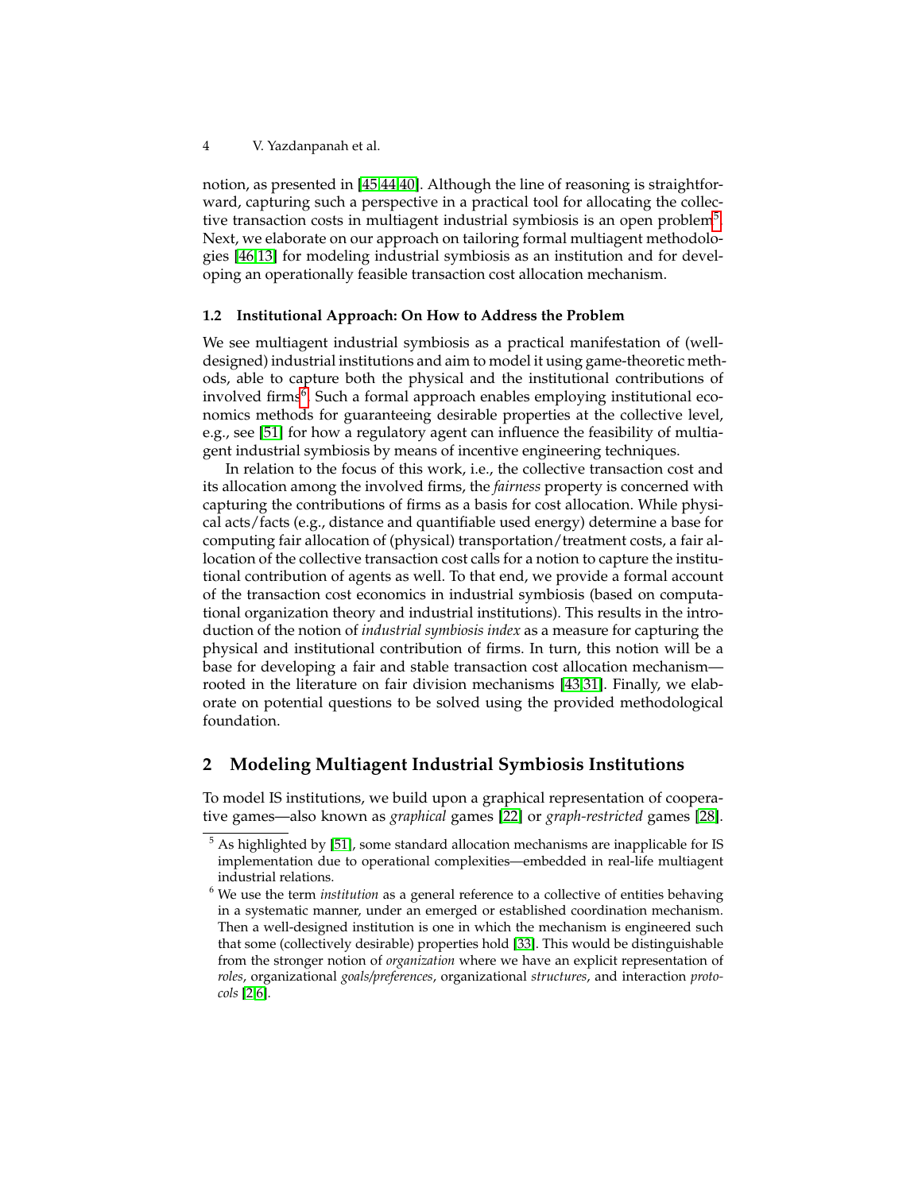notion, as presented in [45,44,40]. Although the line of reasoning is straightforward, capturing such a perspective in a practical tool for allocating the collective transaction costs in multiagent industrial symbiosis is an open problem[5]. Next, we elaborate on our approach on tailoring formal multiagent methodologies [46,13] for modeling industrial symbiosis as an institution and for developing an operationally feasible transaction cost allocation mechanism.

### 1.2 Institutional Approach: On How to Address the Problem

We see multiagent industrial symbiosis as a practical manifestation of (well-designed) industrial institutions and aim to model it using game-theoretic methods, able to capture both the physical and the institutional contributions of involved firms[6]. Such a formal approach enables employing institutional economics methods for guaranteeing desirable properties at the collective level, e.g., see [51] for how a regulatory agent can influence the feasibility of multiagent industrial symbiosis by means of incentive engineering techniques.

In relation to the focus of this work, i.e., the collective transaction cost and its allocation among the involved firms, the *fairness* property is concerned with capturing the contributions of firms as a basis for cost allocation. While physical acts/facts (e.g., distance and quantifiable used energy) determine a base for computing fair allocation of (physical) transportation/treatment costs, a fair allocation of the collective transaction cost calls for a notion to capture the institutional contribution of agents as well. To that end, we provide a formal account of the transaction cost economics in industrial symbiosis (based on computational organization theory and industrial institutions). This results in the introduction of the notion of *industrial symbiosis index* as a measure for capturing the physical and institutional contribution of firms. In turn, this notion will be a base for developing a fair and stable transaction cost allocation mechanism—rooted in the literature on fair division mechanisms [43,31]. Finally, we elaborate on potential questions to be solved using the provided methodological foundation.

## 2 Modeling Multiagent Industrial Symbiosis Institutions

To model IS institutions, we build upon a graphical representation of cooperative games—also known as *graphical* games [22] or *graph-restricted* games [28].

---

[5] As highlighted by [51], some standard allocation mechanisms are inapplicable for IS implementation due to operational complexities—embedded in real-life multiagent industrial relations.

[6] We use the term *institution* as a general reference to a collective of entities behaving in a systematic manner, under an emerged or established coordination mechanism. Then a well-designed institution is one in which the mechanism is engineered such that some (collectively desirable) properties hold [33]. This would be distinguishable from the stronger notion of *organization* where we have an explicit representation of *roles*, organizational *goals/preferences*, organizational *structures*, and interaction *protocols* [2,6].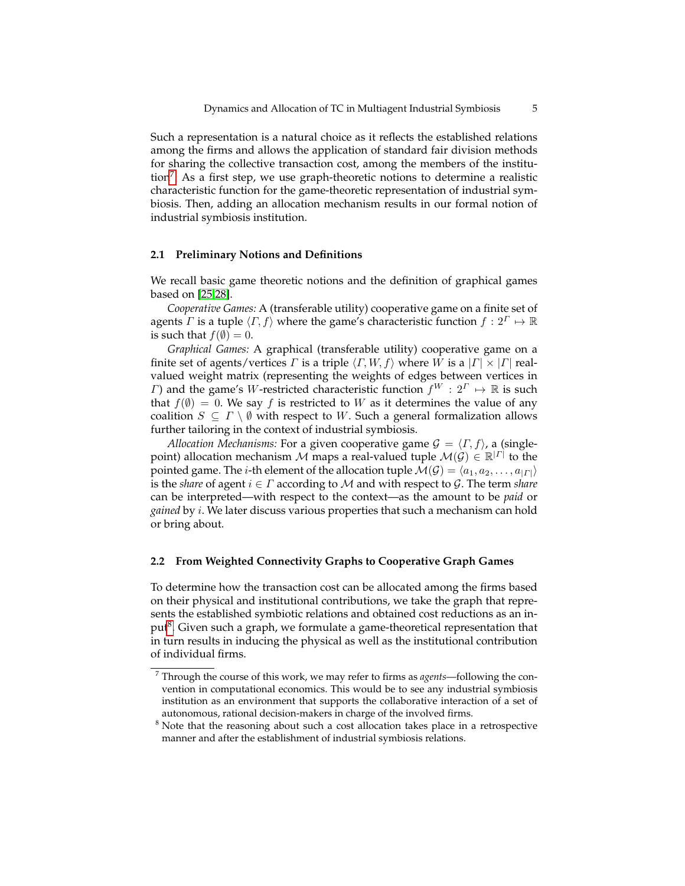Such a representation is a natural choice as it reflects the established relations among the firms and allows the application of standard fair division methods for sharing the collective transaction cost, among the members of the institution[7]. As a first step, we use graph-theoretic notions to determine a realistic characteristic function for the game-theoretic representation of industrial symbiosis. Then, adding an allocation mechanism results in our formal notion of industrial symbiosis institution.

### 2.1 Preliminary Notions and Definitions

We recall basic game theoretic notions and the definition of graphical games based on [25,28].

*Cooperative Games:* A (transferable utility) cooperative game on a finite set of agents $\Gamma$ is a tuple $\langle \Gamma, f \rangle$ where the game's characteristic function $f : 2^{\Gamma} \mapsto \mathbb{R}$ is such that $f(\emptyset) = 0$.

*Graphical Games:* A graphical (transferable utility) cooperative game on a finite set of agents/vertices $\Gamma$ is a triple $\langle \Gamma, W, f \rangle$ where $W$ is a $|\Gamma| \times |\Gamma|$ real-valued weight matrix (representing the weights of edges between vertices in $\Gamma$) and the game's $W$-restricted characteristic function $f^{W} : 2^{\Gamma} \mapsto \mathbb{R}$ is such that $f(\emptyset) = 0$. We say $f$ is restricted to $W$ as it determines the value of any coalition $S \subseteq \Gamma \setminus \emptyset$ with respect to $W$. Such a general formalization allows further tailoring in the context of industrial symbiosis.

*Allocation Mechanisms:* For a given cooperative game $\mathcal{G} = \langle \Gamma, f \rangle$, a (single-point) allocation mechanism $\mathcal{M}$ maps a real-valued tuple $\mathcal{M}(\mathcal{G}) \in \mathbb{R}^{|\Gamma|}$ to the pointed game. The $i$-th element of the allocation tuple $\mathcal{M}(\mathcal{G}) = \langle a_1, a_2, \ldots, a_{|\Gamma|} \rangle$ is the *share* of agent $i \in \Gamma$ according to $\mathcal{M}$ and with respect to $\mathcal{G}$. The term *share* can be interpreted—with respect to the context—as the amount to be *paid* or *gained* by $i$. We later discuss various properties that such a mechanism can hold or bring about.

### 2.2 From Weighted Connectivity Graphs to Cooperative Graph Games

To determine how the transaction cost can be allocated among the firms based on their physical and institutional contributions, we take the graph that represents the established symbiotic relations and obtained cost reductions as an input[8]. Given such a graph, we formulate a game-theoretical representation that in turn results in inducing the physical as well as the institutional contribution of individual firms.

[7] Through the course of this work, we may refer to firms as *agents*—following the convention in computational economics. This would be to see any industrial symbiosis institution as an environment that supports the collaborative interaction of a set of autonomous, rational decision-makers in charge of the involved firms.

[8] Note that the reasoning about such a cost allocation takes place in a retrospective manner and after the establishment of industrial symbiosis relations.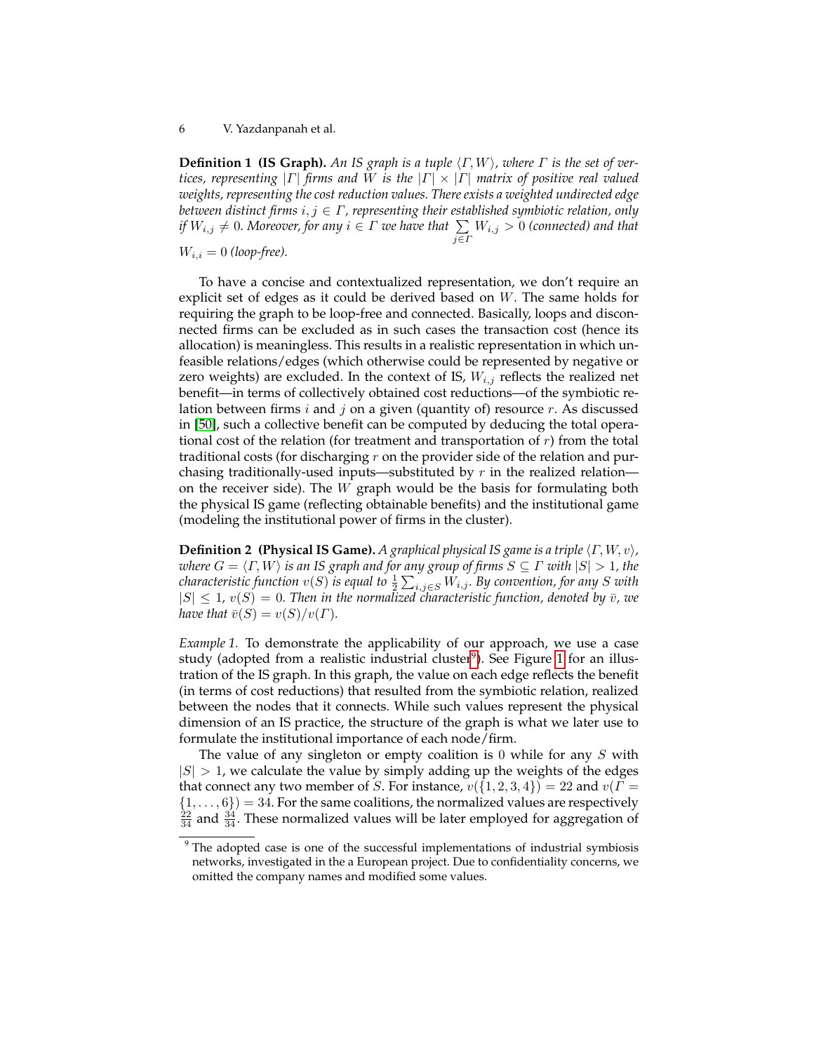**Definition 1 (IS Graph).** *An IS graph is a tuple $\langle \Gamma, W \rangle$, where $\Gamma$ is the set of vertices, representing $|\Gamma|$ firms and $W$ is the $|\Gamma| \times |\Gamma|$ matrix of positive real valued weights, representing the cost reduction values. There exists a weighted undirected edge between distinct firms $i, j \in \Gamma$, representing their established symbiotic relation, only if $W_{i,j} \neq 0$. Moreover, for any $i \in \Gamma$ we have that $\sum_{j \in \Gamma} W_{i,j} > 0$ (connected) and that $W_{i,i} = 0$ (loop-free).*

To have a concise and contextualized representation, we don't require an explicit set of edges as it could be derived based on $W$. The same holds for requiring the graph to be loop-free and connected. Basically, loops and disconnected firms can be excluded as in such cases the transaction cost (hence its allocation) is meaningless. This results in a realistic representation in which unfeasible relations/edges (which otherwise could be represented by negative or zero weights) are excluded. In the context of IS, $W_{i,j}$ reflects the realized net benefit—in terms of collectively obtained cost reductions—of the symbiotic relation between firms $i$ and $j$ on a given (quantity of) resource $r$. As discussed in [50], such a collective benefit can be computed by deducing the total operational cost of the relation (for treatment and transportation of $r$) from the total traditional costs (for discharging $r$ on the provider side of the relation and purchasing traditionally-used inputs—substituted by $r$ in the realized relation—on the receiver side). The $W$ graph would be the basis for formulating both the physical IS game (reflecting obtainable benefits) and the institutional game (modeling the institutional power of firms in the cluster).

**Definition 2 (Physical IS Game).** *A graphical physical IS game is a triple $\langle \Gamma, W, v \rangle$, where $G = \langle \Gamma, W \rangle$ is an IS graph and for any group of firms $S \subseteq \Gamma$ with $|S| > 1$, the characteristic function $v(S)$ is equal to $\frac{1}{2} \sum_{i,j \in S} W_{i,j}$. By convention, for any $S$ with $|S| \leq 1$, $v(S) = 0$. Then in the normalized characteristic function, denoted by $\bar{v}$, we have that $\bar{v}(S) = v(S)/v(\Gamma)$.*

*Example 1.* To demonstrate the applicability of our approach, we use a case study (adopted from a realistic industrial cluster[9]). See Figure 1 for an illustration of the IS graph. In this graph, the value on each edge reflects the benefit (in terms of cost reductions) that resulted from the symbiotic relation, realized between the nodes that it connects. While such values represent the physical dimension of an IS practice, the structure of the graph is what we later use to formulate the institutional importance of each node/firm.

The value of any singleton or empty coalition is 0 while for any $S$ with $|S| > 1$, we calculate the value by simply adding up the weights of the edges that connect any two member of $S$. For instance, $v(\{1, 2, 3, 4\}) = 22$ and $v(\Gamma = \{1, \ldots, 6\}) = 34$. For the same coalitions, the normalized values are respectively $\frac{22}{34}$ and $\frac{34}{34}$. These normalized values will be later employed for aggregation of

---

[9] The adopted case is one of the successful implementations of industrial symbiosis networks, investigated in the a European project. Due to confidentiality concerns, we omitted the company names and modified some values.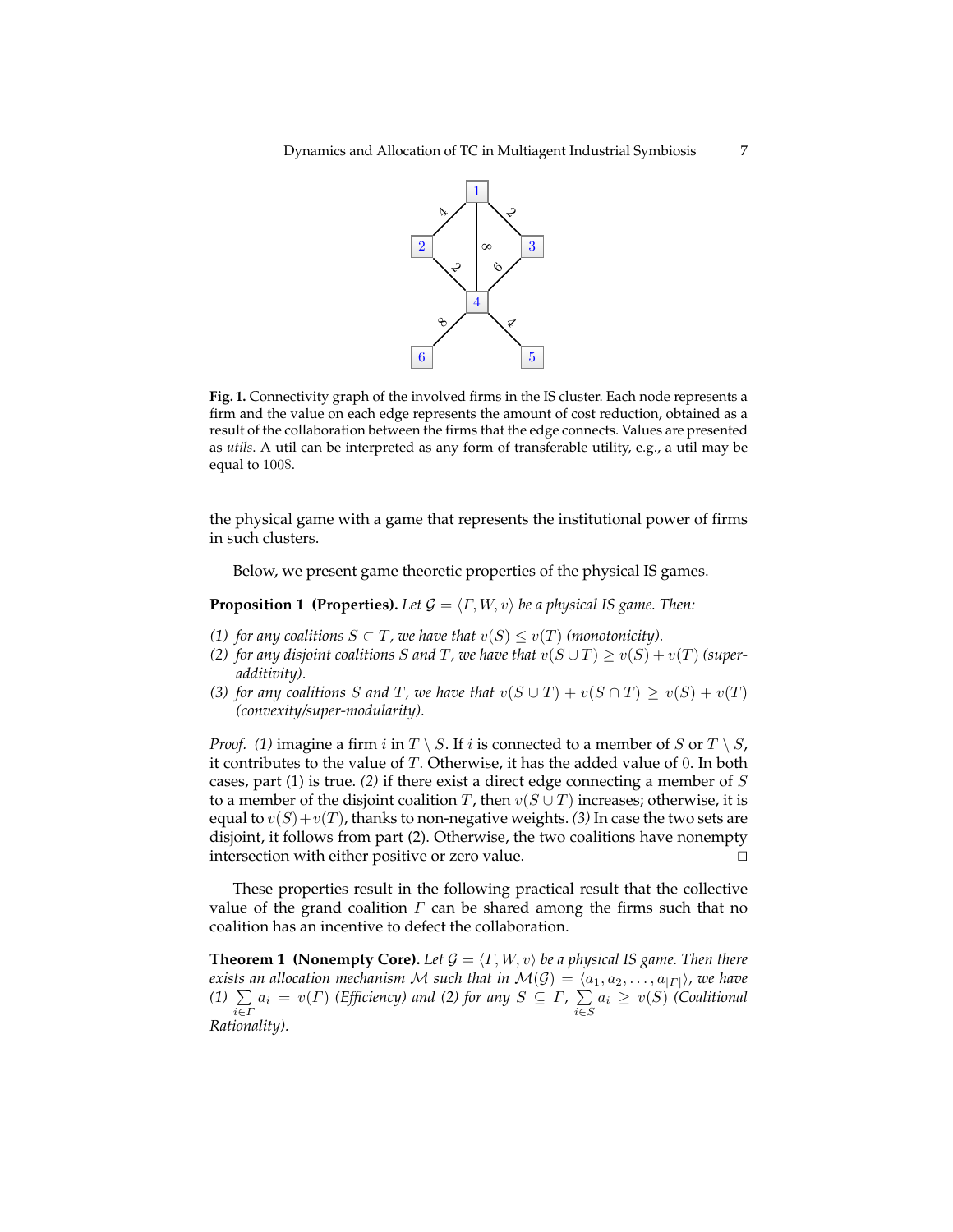**Fig. 1.** Connectivity graph of the involved firms in the IS cluster. Each node represents a firm and the value on each edge represents the amount of cost reduction, obtained as a result of the collaboration between the firms that the edge connects. Values are presented as *utils*. A util can be interpreted as any form of transferable utility, e.g., a util may be equal to 100$.

the physical game with a game that represents the institutional power of firms in such clusters.

Below, we present game theoretic properties of the physical IS games.

**Proposition 1 (Properties).** *Let $\mathcal{G} = \langle \Gamma, W, v \rangle$ be a physical IS game. Then:*

*(1) for any coalitions $S \subset T$, we have that $v(S) \leq v(T)$ (monotonicity).*

*(2) for any disjoint coalitions $S$ and $T$, we have that $v(S \cup T) \geq v(S) + v(T)$ (super-additivity).*

*(3) for any coalitions $S$ and $T$, we have that $v(S \cup T) + v(S \cap T) \geq v(S) + v(T)$ (convexity/super-modularity).*

*Proof. (1)* imagine a firm $i$ in $T \setminus S$. If $i$ is connected to a member of $S$ or $T \setminus S$, it contributes to the value of $T$. Otherwise, it has the added value of $0$. In both cases, part (1) is true. *(2)* if there exist a direct edge connecting a member of $S$ to a member of the disjoint coalition $T$, then $v(S \cup T)$ increases; otherwise, it is equal to $v(S) + v(T)$, thanks to non-negative weights. *(3)* In case the two sets are disjoint, it follows from part (2). Otherwise, the two coalitions have nonempty intersection with either positive or zero value. □

These properties result in the following practical result that the collective value of the grand coalition $\Gamma$ can be shared among the firms such that no coalition has an incentive to defect the collaboration.

**Theorem 1 (Nonempty Core).** *Let $\mathcal{G} = \langle \Gamma, W, v \rangle$ be a physical IS game. Then there exists an allocation mechanism $\mathcal{M}$ such that in $\mathcal{M}(\mathcal{G}) = \langle a_1, a_2, \ldots, a_{|\Gamma|} \rangle$, we have (1) $\sum_{i \in \Gamma} a_i = v(\Gamma)$ (Efficiency) and (2) for any $S \subseteq \Gamma$, $\sum_{i \in S} a_i \geq v(S)$ (Coalitional Rationality).*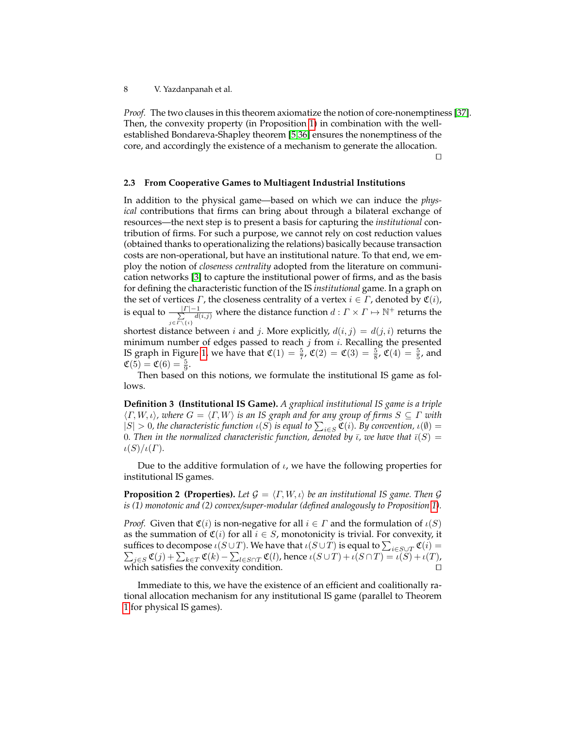*Proof.* The two clauses in this theorem axiomatize the notion of core-nonemptiness [37]. Then, the convexity property (in Proposition 1) in combination with the well-established Bondareva-Shapley theorem [5,36] ensures the nonemptiness of the core, and accordingly the existence of a mechanism to generate the allocation. □

### 2.3 From Cooperative Games to Multiagent Industrial Institutions

In addition to the physical game—based on which we can induce the *physical* contributions that firms can bring about through a bilateral exchange of resources—the next step is to present a basis for capturing the *institutional* contribution of firms. For such a purpose, we cannot rely on cost reduction values (obtained thanks to operationalizing the relations) basically because transaction costs are non-operational, but have an institutional nature. To that end, we employ the notion of *closeness centrality* adopted from the literature on communication networks [3] to capture the institutional power of firms, and as the basis for defining the characteristic function of the IS *institutional* game. In a graph on the set of vertices $\Gamma$, the closeness centrality of a vertex $i \in \Gamma$, denoted by $\mathfrak{C}(i)$, is equal to $\frac{|\Gamma|-1}{\sum_{j \in \Gamma \setminus \{i\}} d(i,j)}$ where the distance function $d : \Gamma \times \Gamma \mapsto \mathbb{N}^+$ returns the shortest distance between $i$ and $j$. More explicitly, $d(i,j) = d(j,i)$ returns the minimum number of edges passed to reach $j$ from $i$. Recalling the presented IS graph in Figure 1, we have that $\mathfrak{C}(1) = \frac{5}{7}$, $\mathfrak{C}(2) = \mathfrak{C}(3) = \frac{5}{8}$, $\mathfrak{C}(4) = \frac{5}{5}$, and $\mathfrak{C}(5) = \mathfrak{C}(6) = \frac{5}{9}$.

Then based on this notions, we formulate the institutional IS game as follows.

**Definition 3 (Institutional IS Game).** *A graphical institutional IS game is a triple $\langle \Gamma, W, \iota \rangle$, where $G = \langle \Gamma, W \rangle$ is an IS graph and for any group of firms $S \subseteq \Gamma$ with $|S| > 0$, the characteristic function $\iota(S)$ is equal to $\sum_{i \in S} \mathfrak{C}(i)$. By convention, $\iota(\emptyset) = 0$. Then in the normalized characteristic function, denoted by $\bar{\iota}$, we have that $\bar{\iota}(S) = \iota(S)/\iota(\Gamma)$.*

Due to the additive formulation of $\iota$, we have the following properties for institutional IS games.

**Proposition 2 (Properties).** *Let $\mathcal{G} = \langle \Gamma, W, \iota \rangle$ be an institutional IS game. Then $\mathcal{G}$ is (1) monotonic and (2) convex/super-modular (defined analogously to Proposition 1).*

*Proof.* Given that $\mathfrak{C}(i)$ is non-negative for all $i \in \Gamma$ and the formulation of $\iota(S)$ as the summation of $\mathfrak{C}(i)$ for all $i \in S$, monotonicity is trivial. For convexity, it suffices to decompose $\iota(S \cup T)$. We have that $\iota(S \cup T)$ is equal to $\sum_{i \in S \cup T} \mathfrak{C}(i) = \sum_{j \in S} \mathfrak{C}(j) + \sum_{k \in T} \mathfrak{C}(k) - \sum_{l \in S \cap T} \mathfrak{C}(l)$, hence $\iota(S \cup T) + \iota(S \cap T) = \iota(S) + \iota(T)$, which satisfies the convexity condition. □

Immediate to this, we have the existence of an efficient and coalitionally rational allocation mechanism for any institutional IS game (parallel to Theorem 1 for physical IS games).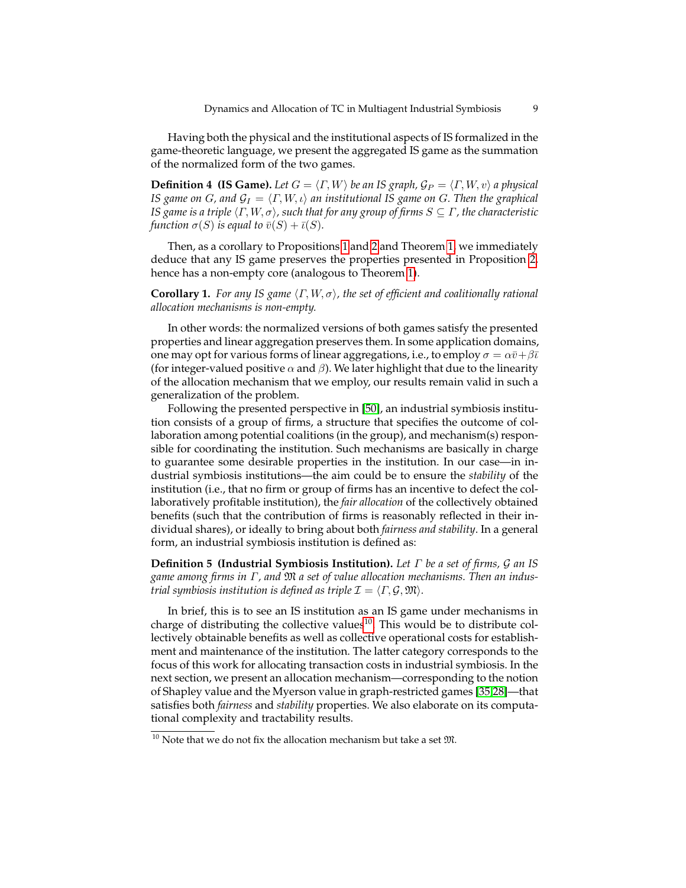Having both the physical and the institutional aspects of IS formalized in the game-theoretic language, we present the aggregated IS game as the summation of the normalized form of the two games.

**Definition 4 (IS Game).** *Let $G = \langle \Gamma, W \rangle$ be an IS graph, $\mathcal{G}_P = \langle \Gamma, W, v \rangle$ a physical IS game on $G$, and $\mathcal{G}_I = \langle \Gamma, W, \iota \rangle$ an institutional IS game on $G$. Then the graphical IS game is a triple $\langle \Gamma, W, \sigma \rangle$, such that for any group of firms $S \subseteq \Gamma$, the characteristic function $\sigma(S)$ is equal to $\bar{v}(S) + \bar{\iota}(S)$.*

Then, as a corollary to Propositions 1 and 2 and Theorem 1, we immediately deduce that any IS game preserves the properties presented in Proposition 2, hence has a non-empty core (analogous to Theorem 1).

**Corollary 1.** *For any IS game $\langle \Gamma, W, \sigma \rangle$, the set of efficient and coalitionally rational allocation mechanisms is non-empty.*

In other words: the normalized versions of both games satisfy the presented properties and linear aggregation preserves them. In some application domains, one may opt for various forms of linear aggregations, i.e., to employ $\sigma = \alpha\bar{v} + \beta\bar{\iota}$ (for integer-valued positive $\alpha$ and $\beta$). We later highlight that due to the linearity of the allocation mechanism that we employ, our results remain valid in such a generalization of the problem.

Following the presented perspective in [50], an industrial symbiosis institution consists of a group of firms, a structure that specifies the outcome of collaboration among potential coalitions (in the group), and mechanism(s) responsible for coordinating the institution. Such mechanisms are basically in charge to guarantee some desirable properties in the institution. In our case—in industrial symbiosis institutions—the aim could be to ensure the *stability* of the institution (i.e., that no firm or group of firms has an incentive to defect the collaboratively profitable institution), the *fair allocation* of the collectively obtained benefits (such that the contribution of firms is reasonably reflected in their individual shares), or ideally to bring about both *fairness and stability*. In a general form, an industrial symbiosis institution is defined as:

**Definition 5 (Industrial Symbiosis Institution).** *Let $\Gamma$ be a set of firms, $\mathcal{G}$ an IS game among firms in $\Gamma$, and $\mathfrak{M}$ a set of value allocation mechanisms. Then an industrial symbiosis institution is defined as triple $\mathcal{I} = \langle \Gamma, \mathcal{G}, \mathfrak{M} \rangle$.*

In brief, this is to see an IS institution as an IS game under mechanisms in charge of distributing the collective values[10]. This would be to distribute collectively obtainable benefits as well as collective operational costs for establishment and maintenance of the institution. The latter category corresponds to the focus of this work for allocating transaction costs in industrial symbiosis. In the next section, we present an allocation mechanism—corresponding to the notion of Shapley value and the Myerson value in graph-restricted games [35,28]—that satisfies both *fairness* and *stability* properties. We also elaborate on its computational complexity and tractability results.

[10] Note that we do not fix the allocation mechanism but take a set $\mathfrak{M}$.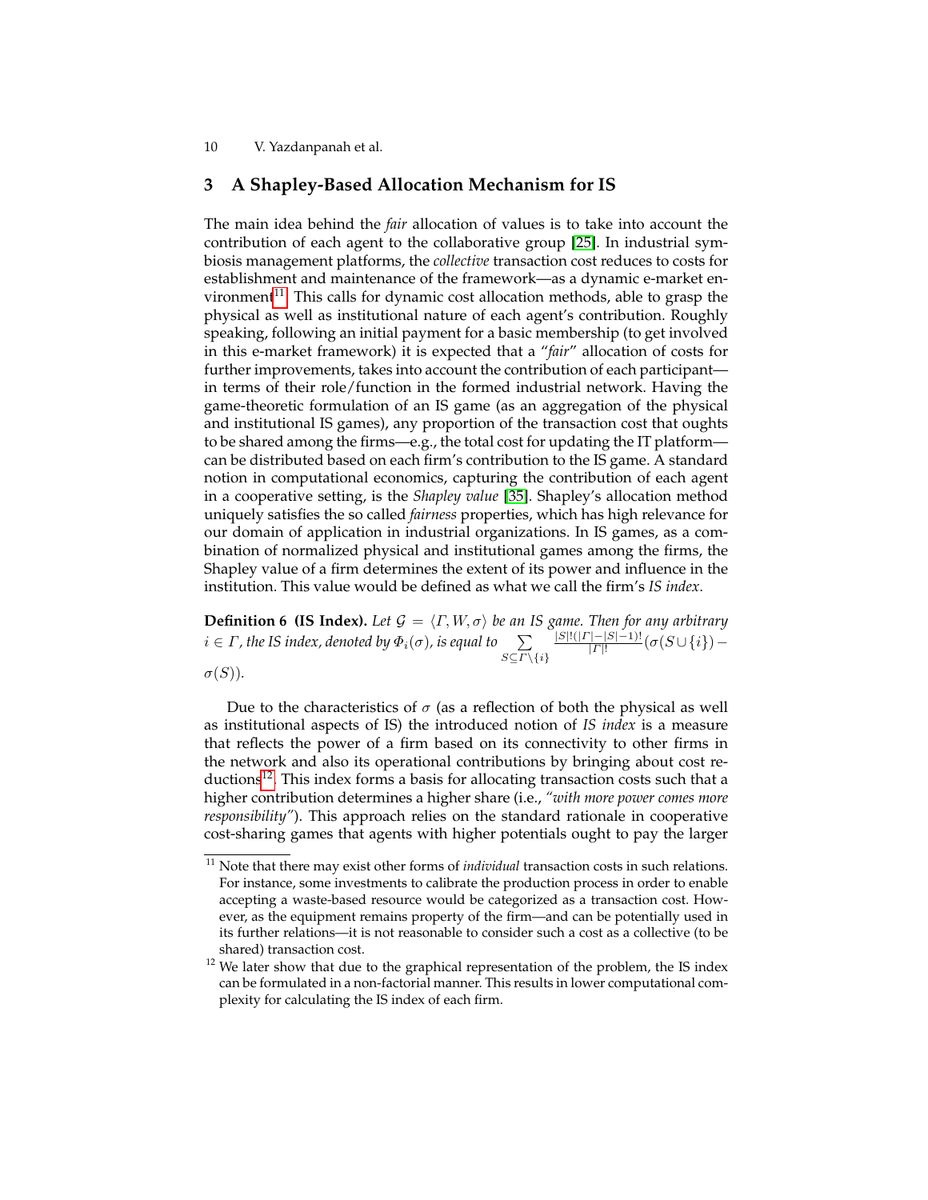## 3 A Shapley-Based Allocation Mechanism for IS

The main idea behind the *fair* allocation of values is to take into account the contribution of each agent to the collaborative group [25]. In industrial symbiosis management platforms, the *collective* transaction cost reduces to costs for establishment and maintenance of the framework—as a dynamic e-market environment[11]. This calls for dynamic cost allocation methods, able to grasp the physical as well as institutional nature of each agent's contribution. Roughly speaking, following an initial payment for a basic membership (to get involved in this e-market framework) it is expected that a "*fair*" allocation of costs for further improvements, takes into account the contribution of each participant—in terms of their role/function in the formed industrial network. Having the game-theoretic formulation of an IS game (as an aggregation of the physical and institutional IS games), any proportion of the transaction cost that oughts to be shared among the firms—e.g., the total cost for updating the IT platform—can be distributed based on each firm's contribution to the IS game. A standard notion in computational economics, capturing the contribution of each agent in a cooperative setting, is the *Shapley value* [35]. Shapley's allocation method uniquely satisfies the so called *fairness* properties, which has high relevance for our domain of application in industrial organizations. In IS games, as a combination of normalized physical and institutional games among the firms, the Shapley value of a firm determines the extent of its power and influence in the institution. This value would be defined as what we call the firm's *IS index*.

**Definition 6 (IS Index).** *Let $\mathcal{G} = \langle \Gamma, W, \sigma \rangle$ be an IS game. Then for any arbitrary $i \in \Gamma$, the IS index, denoted by $\Phi_i(\sigma)$, is equal to $\sum_{S \subseteq \Gamma \setminus \{i\}} \frac{|S|!(|\Gamma|-|S|-1)!}{|\Gamma|!}(\sigma(S \cup \{i\}) - \sigma(S))$.*

Due to the characteristics of $\sigma$ (as a reflection of both the physical as well as institutional aspects of IS) the introduced notion of *IS index* is a measure that reflects the power of a firm based on its connectivity to other firms in the network and also its operational contributions by bringing about cost reductions[12]. This index forms a basis for allocating transaction costs such that a higher contribution determines a higher share (i.e., *"with more power comes more responsibility"*). This approach relies on the standard rationale in cooperative cost-sharing games that agents with higher potentials ought to pay the larger

[11] Note that there may exist other forms of *individual* transaction costs in such relations. For instance, some investments to calibrate the production process in order to enable accepting a waste-based resource would be categorized as a transaction cost. However, as the equipment remains property of the firm—and can be potentially used in its further relations—it is not reasonable to consider such a cost as a collective (to be shared) transaction cost.

[12] We later show that due to the graphical representation of the problem, the IS index can be formulated in a non-factorial manner. This results in lower computational complexity for calculating the IS index of each firm.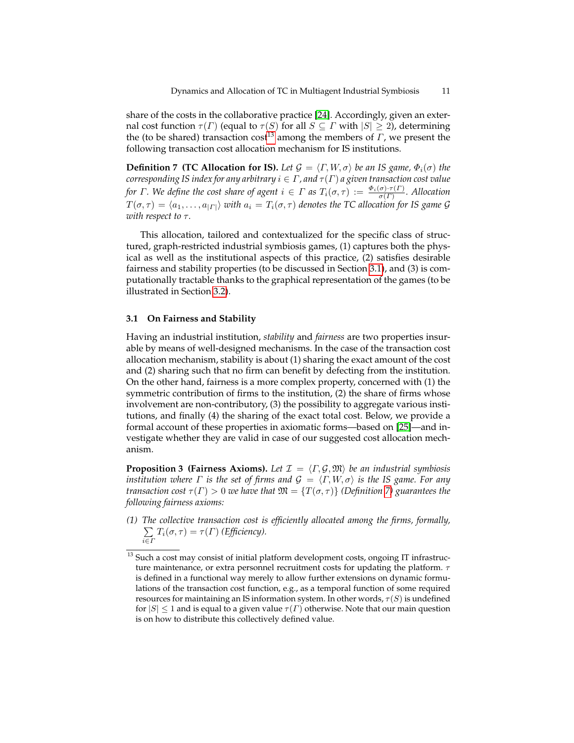share of the costs in the collaborative practice [24]. Accordingly, given an external cost function $\tau(\Gamma)$ (equal to $\tau(S)$ for all $S \subseteq \Gamma$ with $|S| \geq 2$), determining the (to be shared) transaction cost[13] among the members of $\Gamma$, we present the following transaction cost allocation mechanism for IS institutions.

**Definition 7 (TC Allocation for IS).** *Let $\mathcal{G} = \langle \Gamma, W, \sigma \rangle$ be an IS game, $\Phi_i(\sigma)$ the corresponding IS index for any arbitrary $i \in \Gamma$, and $\tau(\Gamma)$ a given transaction cost value for $\Gamma$. We define the cost share of agent $i \in \Gamma$ as $T_i(\sigma, \tau) := \frac{\Phi_i(\sigma) \cdot \tau(\Gamma)}{\sigma(\Gamma)}$. Allocation $T(\sigma, \tau) = \langle a_1, \ldots, a_{|\Gamma|} \rangle$ with $a_i = T_i(\sigma, \tau)$ denotes the TC allocation for IS game $\mathcal{G}$ with respect to $\tau$.*

This allocation, tailored and contextualized for the specific class of structured, graph-restricted industrial symbiosis games, (1) captures both the physical as well as the institutional aspects of this practice, (2) satisfies desirable fairness and stability properties (to be discussed in Section 3.1), and (3) is computationally tractable thanks to the graphical representation of the games (to be illustrated in Section 3.2).

### 3.1 On Fairness and Stability

Having an industrial institution, *stability* and *fairness* are two properties insurable by means of well-designed mechanisms. In the case of the transaction cost allocation mechanism, stability is about (1) sharing the exact amount of the cost and (2) sharing such that no firm can benefit by defecting from the institution. On the other hand, fairness is a more complex property, concerned with (1) the symmetric contribution of firms to the institution, (2) the share of firms whose involvement are non-contributory, (3) the possibility to aggregate various institutions, and finally (4) the sharing of the exact total cost. Below, we provide a formal account of these properties in axiomatic forms—based on [25]—and investigate whether they are valid in case of our suggested cost allocation mechanism.

**Proposition 3 (Fairness Axioms).** *Let $\mathcal{I} = \langle \Gamma, \mathcal{G}, \mathfrak{M} \rangle$ be an industrial symbiosis institution where $\Gamma$ is the set of firms and $\mathcal{G} = \langle \Gamma, W, \sigma \rangle$ is the IS game. For any transaction cost $\tau(\Gamma) > 0$ we have that $\mathfrak{M} = \{T(\sigma, \tau)\}$ (Definition 7) guarantees the following fairness axioms:*

*(1) The collective transaction cost is efficiently allocated among the firms, formally, $\sum_{i \in \Gamma} T_i(\sigma, \tau) = \tau(\Gamma)$ (Efficiency).*

---

[13] Such a cost may consist of initial platform development costs, ongoing IT infrastructure maintenance, or extra personnel recruitment costs for updating the platform. $\tau$ is defined in a functional way merely to allow further extensions on dynamic formulations of the transaction cost function, e.g., as a temporal function of some required resources for maintaining an IS information system. In other words, $\tau(S)$ is undefined for $|S| \leq 1$ and is equal to a given value $\tau(\Gamma)$ otherwise. Note that our main question is on how to distribute this collectively defined value.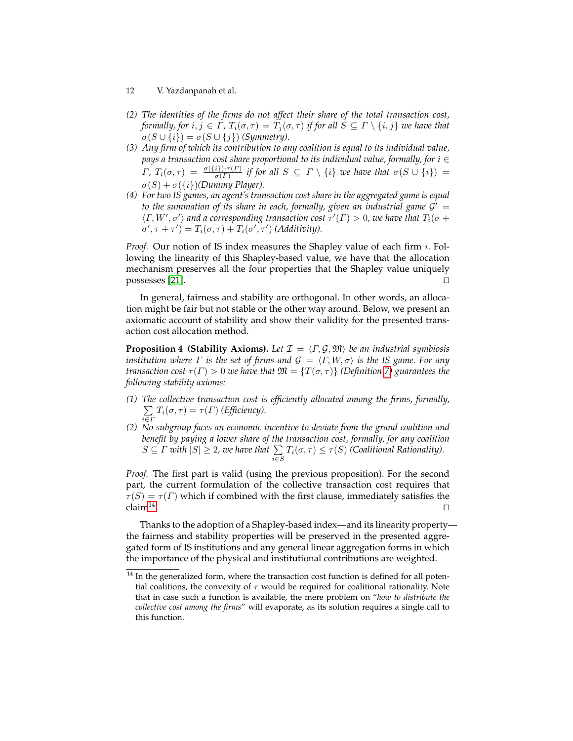(2) *The identities of the firms do not affect their share of the total transaction cost, formally, for $i, j \in \Gamma$, $T_i(\sigma, \tau) = T_j(\sigma, \tau)$ if for all $S \subseteq \Gamma \setminus \{i, j\}$ we have that $\sigma(S \cup \{i\}) = \sigma(S \cup \{j\})$ (Symmetry).*

(3) *Any firm of which its contribution to any coalition is equal to its individual value, pays a transaction cost share proportional to its individual value, formally, for $i \in \Gamma$, $T_i(\sigma, \tau) = \frac{\sigma(\{i\}) \cdot \tau(\Gamma)}{\sigma(\Gamma)}$ if for all $S \subseteq \Gamma \setminus \{i\}$ we have that $\sigma(S \cup \{i\}) = \sigma(S) + \sigma(\{i\})$(Dummy Player).*

(4) *For two IS games, an agent's transaction cost share in the aggregated game is equal to the summation of its share in each, formally, given an industrial game $\mathcal{G}' = \langle \Gamma, W', \sigma' \rangle$ and a corresponding transaction cost $\tau'(\Gamma) > 0$, we have that $T_i(\sigma + \sigma', \tau + \tau') = T_i(\sigma, \tau) + T_i(\sigma', \tau')$ (Additivity).*

*Proof.* Our notion of IS index measures the Shapley value of each firm $i$. Following the linearity of this Shapley-based value, we have that the allocation mechanism preserves all the four properties that the Shapley value uniquely possesses [21]. □

In general, fairness and stability are orthogonal. In other words, an allocation might be fair but not stable or the other way around. Below, we present an axiomatic account of stability and show their validity for the presented transaction cost allocation method.

**Proposition 4 (Stability Axioms).** *Let $\mathcal{I} = \langle \Gamma, \mathcal{G}, \mathfrak{M} \rangle$ be an industrial symbiosis institution where $\Gamma$ is the set of firms and $\mathcal{G} = \langle \Gamma, W, \sigma \rangle$ is the IS game. For any transaction cost $\tau(\Gamma) > 0$ we have that $\mathfrak{M} = \{T(\sigma, \tau)\}$ (Definition 7) guarantees the following stability axioms:*

(1) *The collective transaction cost is efficiently allocated among the firms, formally, $\sum_{i \in \Gamma} T_i(\sigma, \tau) = \tau(\Gamma)$ (Efficiency).*

(2) *No subgroup faces an economic incentive to deviate from the grand coalition and benefit by paying a lower share of the transaction cost, formally, for any coalition $S \subseteq \Gamma$ with $|S| \geq 2$, we have that $\sum_{i \in S} T_i(\sigma, \tau) \leq \tau(S)$ (Coalitional Rationality).*

*Proof.* The first part is valid (using the previous proposition). For the second part, the current formulation of the collective transaction cost requires that $\tau(S) = \tau(\Gamma)$ which if combined with the first clause, immediately satisfies the claim[14]. □

Thanks to the adoption of a Shapley-based index—and its linearity property—the fairness and stability properties will be preserved in the presented aggregated form of IS institutions and any general linear aggregation forms in which the importance of the physical and institutional contributions are weighted.

[14] In the generalized form, where the transaction cost function is defined for all potential coalitions, the convexity of $\tau$ would be required for coalitional rationality. Note that in case such a function is available, the mere problem on "*how to distribute the collective cost among the firms*" will evaporate, as its solution requires a single call to this function.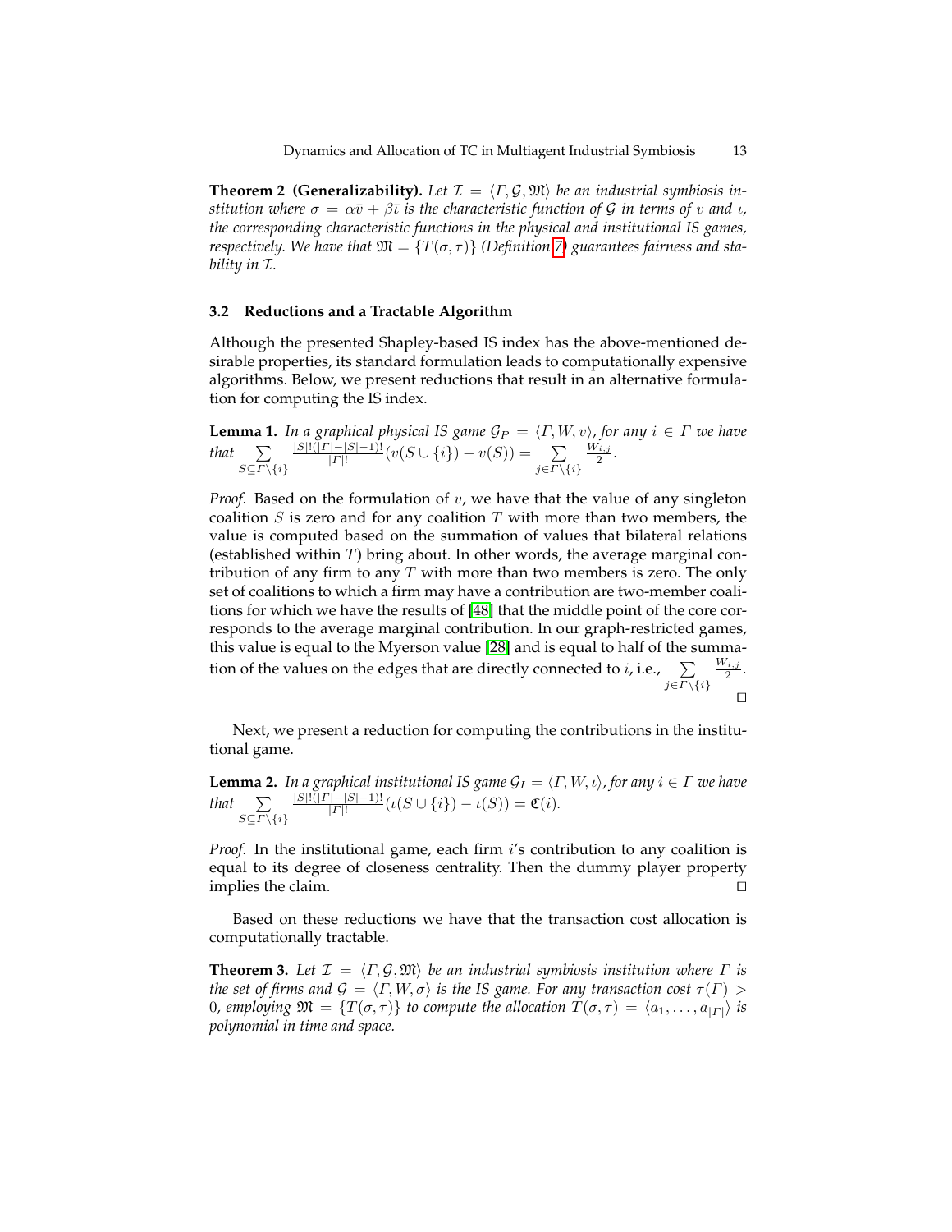**Theorem 2 (Generalizability).** *Let $\mathcal{I} = \langle \Gamma, \mathcal{G}, \mathfrak{M} \rangle$ be an industrial symbiosis institution where $\sigma = \alpha\bar{v} + \beta\bar{\iota}$ is the characteristic function of $\mathcal{G}$ in terms of $v$ and $\iota$, the corresponding characteristic functions in the physical and institutional IS games, respectively. We have that $\mathfrak{M} = \{T(\sigma, \tau)\}$ (Definition 7) guarantees fairness and stability in $\mathcal{I}$.*

### 3.2 Reductions and a Tractable Algorithm

Although the presented Shapley-based IS index has the above-mentioned desirable properties, its standard formulation leads to computationally expensive algorithms. Below, we present reductions that result in an alternative formulation for computing the IS index.

**Lemma 1.** *In a graphical physical IS game $\mathcal{G}_P = \langle \Gamma, W, v \rangle$, for any $i \in \Gamma$ we have that $\sum_{S \subseteq \Gamma \setminus \{i\}} \frac{|S|!(|\Gamma|-|S|-1)!}{|\Gamma|!}(v(S \cup \{i\}) - v(S)) = \sum_{j \in \Gamma \setminus \{i\}} \frac{W_{i,j}}{2}$.*

*Proof.* Based on the formulation of $v$, we have that the value of any singleton coalition $S$ is zero and for any coalition $T$ with more than two members, the value is computed based on the summation of values that bilateral relations (established within $T$) bring about. In other words, the average marginal contribution of any firm to any $T$ with more than two members is zero. The only set of coalitions to which a firm may have a contribution are two-member coalitions for which we have the results of [48] that the middle point of the core corresponds to the average marginal contribution. In our graph-restricted games, this value is equal to the Myerson value [28] and is equal to half of the summation of the values on the edges that are directly connected to $i$, i.e., $\sum_{j \in \Gamma \setminus \{i\}} \frac{W_{i,j}}{2}$. □

Next, we present a reduction for computing the contributions in the institutional game.

**Lemma 2.** *In a graphical institutional IS game $\mathcal{G}_I = \langle \Gamma, W, \iota \rangle$, for any $i \in \Gamma$ we have that $\sum_{S \subseteq \Gamma \setminus \{i\}} \frac{|S|!(|\Gamma|-|S|-1)!}{|\Gamma|!}(\iota(S \cup \{i\}) - \iota(S)) = \mathfrak{C}(i)$.*

*Proof.* In the institutional game, each firm $i$'s contribution to any coalition is equal to its degree of closeness centrality. Then the dummy player property implies the claim. □

Based on these reductions we have that the transaction cost allocation is computationally tractable.

**Theorem 3.** *Let $\mathcal{I} = \langle \Gamma, \mathcal{G}, \mathfrak{M} \rangle$ be an industrial symbiosis institution where $\Gamma$ is the set of firms and $\mathcal{G} = \langle \Gamma, W, \sigma \rangle$ is the IS game. For any transaction cost $\tau(\Gamma) > 0$, employing $\mathfrak{M} = \{T(\sigma, \tau)\}$ to compute the allocation $T(\sigma, \tau) = \langle a_1, \ldots, a_{|\Gamma|} \rangle$ is polynomial in time and space.*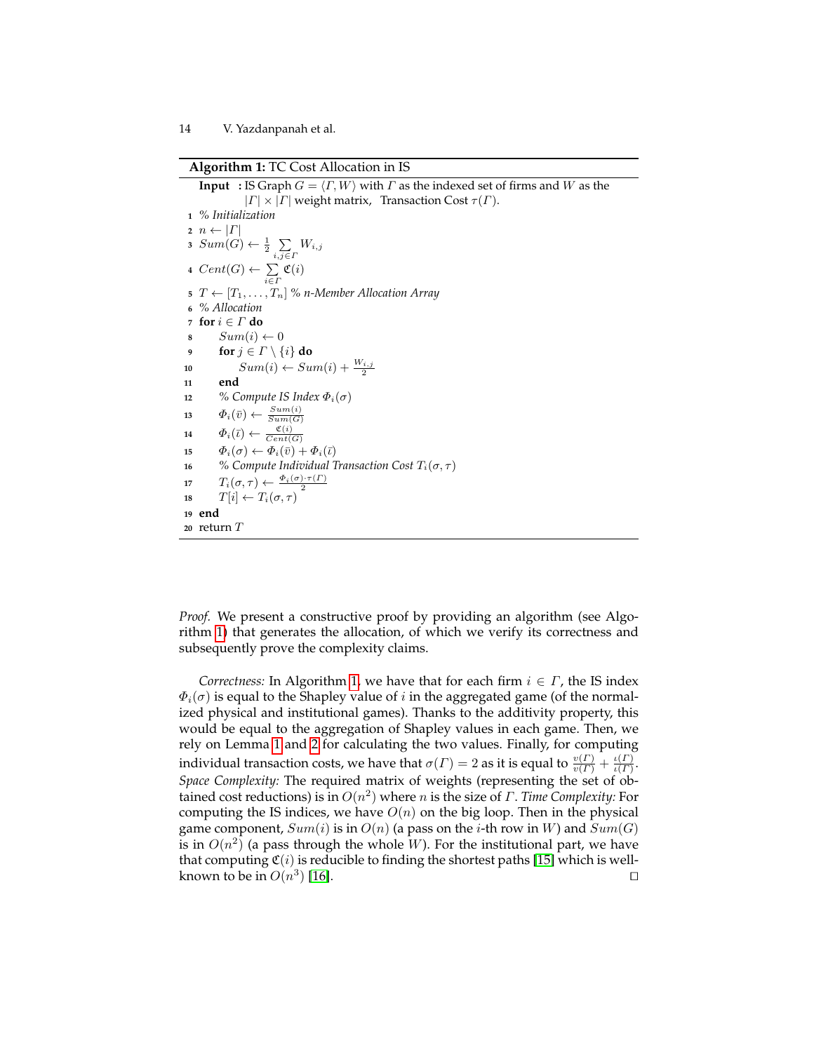**Algorithm 1:** TC Cost Allocation in IS

```
Input : IS Graph G = ⟨Γ, W⟩ with Γ as the indexed set of firms and W as the
        |Γ| × |Γ| weight matrix,  Transaction Cost τ(Γ).
1  % Initialization
2  n ← |Γ|
3  Sum(G) ← 1/2 Σ_{i,j∈Γ} W_{i,j}
4  Cent(G) ← Σ_{i∈Γ} ℭ(i)
5  T ← [T_1, ..., T_n] % n-Member Allocation Array
6  % Allocation
7  for i ∈ Γ do
8      Sum(i) ← 0
9      for j ∈ Γ \ {i} do
10         Sum(i) ← Sum(i) + W_{i,j}/2
11     end
12     % Compute IS Index Φ_i(σ)
13     Φ_i(v̄) ← Sum(i)/Sum(G)
14     Φ_i(ῑ) ← ℭ(i)/Cent(G)
15     Φ_i(σ) ← Φ_i(v̄) + Φ_i(ῑ)
16     % Compute Individual Transaction Cost T_i(σ, τ)
17     T_i(σ, τ) ← Φ_i(σ)·τ(Γ)/2
18     T[i] ← T_i(σ, τ)
19 end
20 return T
```

*Proof.* We present a constructive proof by providing an algorithm (see Algorithm 1) that generates the allocation, of which we verify its correctness and subsequently prove the complexity claims.

*Correctness:* In Algorithm 1, we have that for each firm $i \in \Gamma$, the IS index $\Phi_i(\sigma)$ is equal to the Shapley value of $i$ in the aggregated game (of the normalized physical and institutional games). Thanks to the additivity property, this would be equal to the aggregation of Shapley values in each game. Then, we rely on Lemma 1 and 2 for calculating the two values. Finally, for computing individual transaction costs, we have that $\sigma(\Gamma) = 2$ as it is equal to $\frac{v(\Gamma)}{v(\Gamma)} + \frac{\iota(\Gamma)}{\iota(\Gamma)}$. *Space Complexity:* The required matrix of weights (representing the set of obtained cost reductions) is in $O(n^2)$ where $n$ is the size of $\Gamma$. *Time Complexity:* For computing the IS indices, we have $O(n)$ on the big loop. Then in the physical game component, $Sum(i)$ is in $O(n)$ (a pass on the $i$-th row in $W$) and $Sum(G)$ is in $O(n^2)$ (a pass through the whole $W$). For the institutional part, we have that computing $\mathfrak{C}(i)$ is reducible to finding the shortest paths [15] which is well-known to be in $O(n^3)$ [16]. □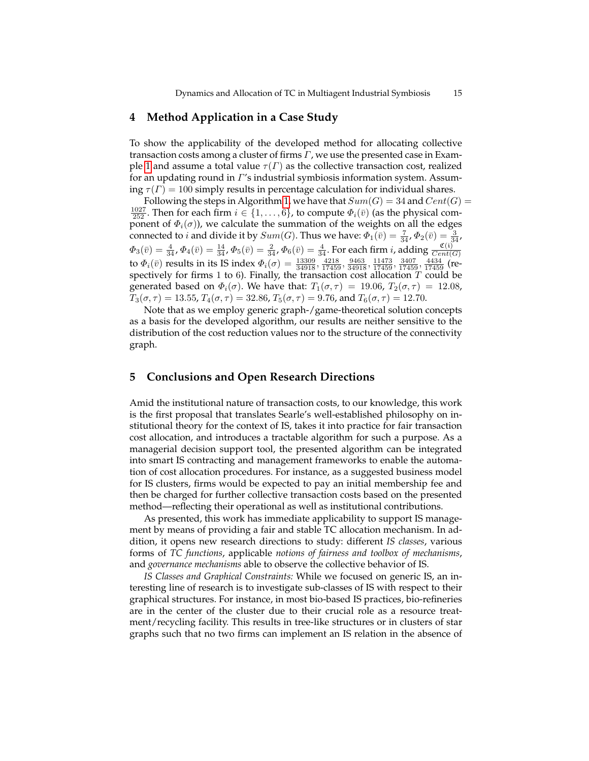## 4 Method Application in a Case Study

To show the applicability of the developed method for allocating collective transaction costs among a cluster of firms $\Gamma$, we use the presented case in Example 1 and assume a total value $\tau(\Gamma)$ as the collective transaction cost, realized for an updating round in $\Gamma$'s industrial symbiosis information system. Assuming $\tau(\Gamma) = 100$ simply results in percentage calculation for individual shares.

Following the steps in Algorithm 1, we have that $Sum(G) = 34$ and $Cent(G) = \frac{1027}{252}$. Then for each firm $i \in \{1, \ldots, 6\}$, to compute $\Phi_i(\bar{v})$ (as the physical component of $\Phi_i(\sigma)$), we calculate the summation of the weights on all the edges connected to $i$ and divide it by $Sum(G)$. Thus we have: $\Phi_1(\bar{v}) = \frac{7}{34}$, $\Phi_2(\bar{v}) = \frac{3}{34}$, $\Phi_3(\bar{v}) = \frac{4}{34}$, $\Phi_4(\bar{v}) = \frac{14}{34}$, $\Phi_5(\bar{v}) = \frac{2}{34}$, $\Phi_6(\bar{v}) = \frac{4}{34}$. For each firm $i$, adding $\frac{\mathfrak{C}(i)}{Cent(G)}$ to $\Phi_i(\bar{v})$ results in its IS index $\Phi_i(\sigma) = \frac{13309}{34918}, \frac{4218}{17459}, \frac{9463}{34918}, \frac{11473}{17459}, \frac{3407}{17459}, \frac{4434}{17459}$ (respectively for firms 1 to 6). Finally, the transaction cost allocation $T$ could be generated based on $\Phi_i(\sigma)$. We have that: $T_1(\sigma, \tau) = 19.06$, $T_2(\sigma, \tau) = 12.08$, $T_3(\sigma, \tau) = 13.55$, $T_4(\sigma, \tau) = 32.86$, $T_5(\sigma, \tau) = 9.76$, and $T_6(\sigma, \tau) = 12.70$.

Note that as we employ generic graph-/game-theoretical solution concepts as a basis for the developed algorithm, our results are neither sensitive to the distribution of the cost reduction values nor to the structure of the connectivity graph.

## 5 Conclusions and Open Research Directions

Amid the institutional nature of transaction costs, to our knowledge, this work is the first proposal that translates Searle's well-established philosophy on institutional theory for the context of IS, takes it into practice for fair transaction cost allocation, and introduces a tractable algorithm for such a purpose. As a managerial decision support tool, the presented algorithm can be integrated into smart IS contracting and management frameworks to enable the automation of cost allocation procedures. For instance, as a suggested business model for IS clusters, firms would be expected to pay an initial membership fee and then be charged for further collective transaction costs based on the presented method—reflecting their operational as well as institutional contributions.

As presented, this work has immediate applicability to support IS management by means of providing a fair and stable TC allocation mechanism. In addition, it opens new research directions to study: different *IS classes*, various forms of *TC functions*, applicable *notions of fairness and toolbox of mechanisms*, and *governance mechanisms* able to observe the collective behavior of IS.

*IS Classes and Graphical Constraints:* While we focused on generic IS, an interesting line of research is to investigate sub-classes of IS with respect to their graphical structures. For instance, in most bio-based IS practices, bio-refineries are in the center of the cluster due to their crucial role as a resource treatment/recycling facility. This results in tree-like structures or in clusters of star graphs such that no two firms can implement an IS relation in the absence of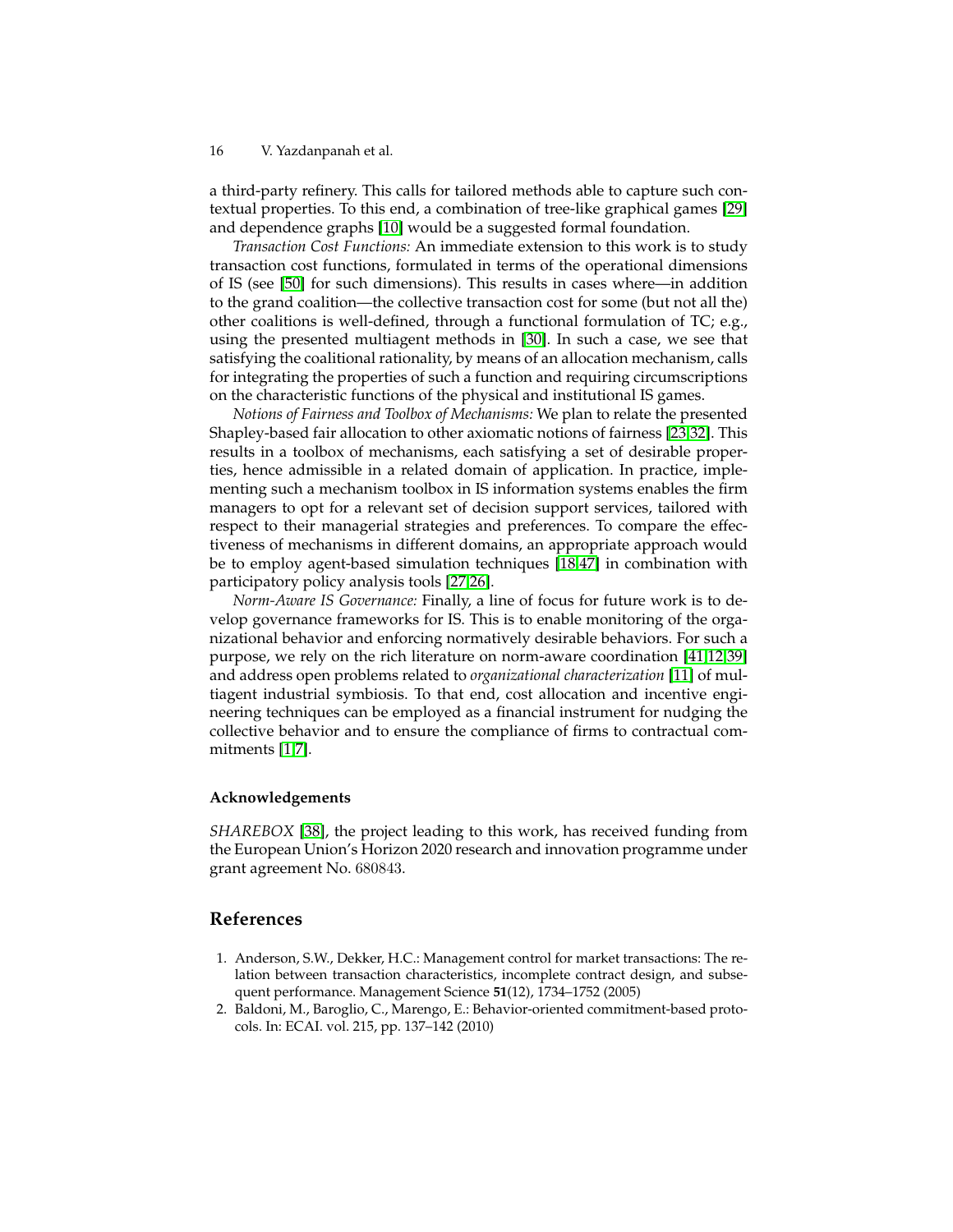a third-party refinery. This calls for tailored methods able to capture such contextual properties. To this end, a combination of tree-like graphical games [29] and dependence graphs [10] would be a suggested formal foundation.

*Transaction Cost Functions:* An immediate extension to this work is to study transaction cost functions, formulated in terms of the operational dimensions of IS (see [50] for such dimensions). This results in cases where—in addition to the grand coalition—the collective transaction cost for some (but not all the) other coalitions is well-defined, through a functional formulation of TC; e.g., using the presented multiagent methods in [30]. In such a case, we see that satisfying the coalitional rationality, by means of an allocation mechanism, calls for integrating the properties of such a function and requiring circumscriptions on the characteristic functions of the physical and institutional IS games.

*Notions of Fairness and Toolbox of Mechanisms:* We plan to relate the presented Shapley-based fair allocation to other axiomatic notions of fairness [23,32]. This results in a toolbox of mechanisms, each satisfying a set of desirable properties, hence admissible in a related domain of application. In practice, implementing such a mechanism toolbox in IS information systems enables the firm managers to opt for a relevant set of decision support services, tailored with respect to their managerial strategies and preferences. To compare the effectiveness of mechanisms in different domains, an appropriate approach would be to employ agent-based simulation techniques [18,47] in combination with participatory policy analysis tools [27,26].

*Norm-Aware IS Governance:* Finally, a line of focus for future work is to develop governance frameworks for IS. This is to enable monitoring of the organizational behavior and enforcing normatively desirable behaviors. For such a purpose, we rely on the rich literature on norm-aware coordination [41,12,39] and address open problems related to *organizational characterization* [11] of multiagent industrial symbiosis. To that end, cost allocation and incentive engineering techniques can be employed as a financial instrument for nudging the collective behavior and to ensure the compliance of firms to contractual commitments [1,7].

### Acknowledgements

*SHAREBOX* [38], the project leading to this work, has received funding from the European Union's Horizon 2020 research and innovation programme under grant agreement No. 680843.

## References

1. Anderson, S.W., Dekker, H.C.: Management control for market transactions: The relation between transaction characteristics, incomplete contract design, and subsequent performance. Management Science **51**(12), 1734–1752 (2005)
2. Baldoni, M., Baroglio, C., Marengo, E.: Behavior-oriented commitment-based protocols. In: ECAI. vol. 215, pp. 137–142 (2010)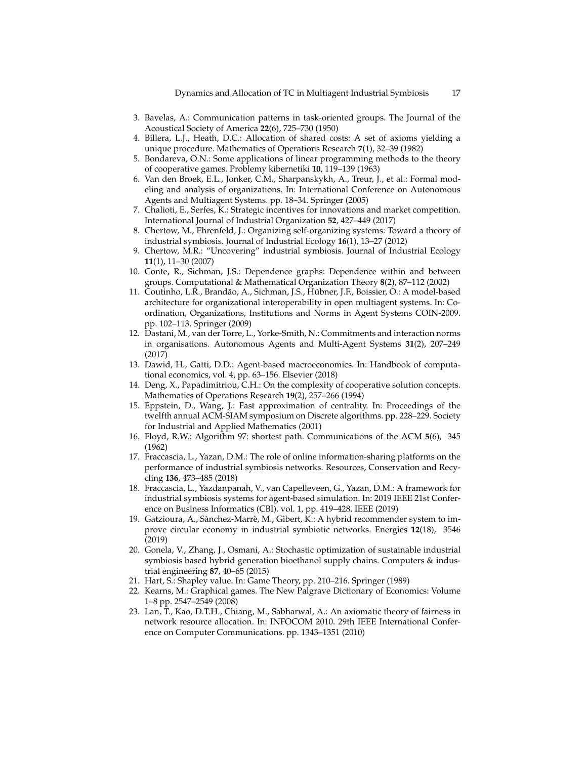3. Bavelas, A.: Communication patterns in task-oriented groups. The Journal of the Acoustical Society of America **22**(6), 725–730 (1950)
4. Billera, L.J., Heath, D.C.: Allocation of shared costs: A set of axioms yielding a unique procedure. Mathematics of Operations Research **7**(1), 32–39 (1982)
5. Bondareva, O.N.: Some applications of linear programming methods to the theory of cooperative games. Problemy kibernetiki **10**, 119–139 (1963)
6. Van den Broek, E.L., Jonker, C.M., Sharpanskykh, A., Treur, J., et al.: Formal modeling and analysis of organizations. In: International Conference on Autonomous Agents and Multiagent Systems. pp. 18–34. Springer (2005)
7. Chalioti, E., Serfes, K.: Strategic incentives for innovations and market competition. International Journal of Industrial Organization **52**, 427–449 (2017)
8. Chertow, M., Ehrenfeld, J.: Organizing self-organizing systems: Toward a theory of industrial symbiosis. Journal of Industrial Ecology **16**(1), 13–27 (2012)
9. Chertow, M.R.: "Uncovering" industrial symbiosis. Journal of Industrial Ecology **11**(1), 11–30 (2007)
10. Conte, R., Sichman, J.S.: Dependence graphs: Dependence within and between groups. Computational & Mathematical Organization Theory **8**(2), 87–112 (2002)
11. Coutinho, L.R., Brandão, A., Sichman, J.S., Hübner, J.F., Boissier, O.: A model-based architecture for organizational interoperability in open multiagent systems. In: Coordination, Organizations, Institutions and Norms in Agent Systems COIN-2009. pp. 102–113. Springer (2009)
12. Dastani, M., van der Torre, L., Yorke-Smith, N.: Commitments and interaction norms in organisations. Autonomous Agents and Multi-Agent Systems **31**(2), 207–249 (2017)
13. Dawid, H., Gatti, D.D.: Agent-based macroeconomics. In: Handbook of computational economics, vol. 4, pp. 63–156. Elsevier (2018)
14. Deng, X., Papadimitriou, C.H.: On the complexity of cooperative solution concepts. Mathematics of Operations Research **19**(2), 257–266 (1994)
15. Eppstein, D., Wang, J.: Fast approximation of centrality. In: Proceedings of the twelfth annual ACM-SIAM symposium on Discrete algorithms. pp. 228–229. Society for Industrial and Applied Mathematics (2001)
16. Floyd, R.W.: Algorithm 97: shortest path. Communications of the ACM **5**(6), 345 (1962)
17. Fraccascia, L., Yazan, D.M.: The role of online information-sharing platforms on the performance of industrial symbiosis networks. Resources, Conservation and Recycling **136**, 473–485 (2018)
18. Fraccascia, L., Yazdanpanah, V., van Capelleveen, G., Yazan, D.M.: A framework for industrial symbiosis systems for agent-based simulation. In: 2019 IEEE 21st Conference on Business Informatics (CBI). vol. 1, pp. 419–428. IEEE (2019)
19. Gatzioura, A., Sànchez-Marrè, M., Gibert, K.: A hybrid recommender system to improve circular economy in industrial symbiotic networks. Energies **12**(18), 3546 (2019)
20. Gonela, V., Zhang, J., Osmani, A.: Stochastic optimization of sustainable industrial symbiosis based hybrid generation bioethanol supply chains. Computers & industrial engineering **87**, 40–65 (2015)
21. Hart, S.: Shapley value. In: Game Theory, pp. 210–216. Springer (1989)
22. Kearns, M.: Graphical games. The New Palgrave Dictionary of Economics: Volume 1–8 pp. 2547–2549 (2008)
23. Lan, T., Kao, D.T.H., Chiang, M., Sabharwal, A.: An axiomatic theory of fairness in network resource allocation. In: INFOCOM 2010. 29th IEEE International Conference on Computer Communications. pp. 1343–1351 (2010)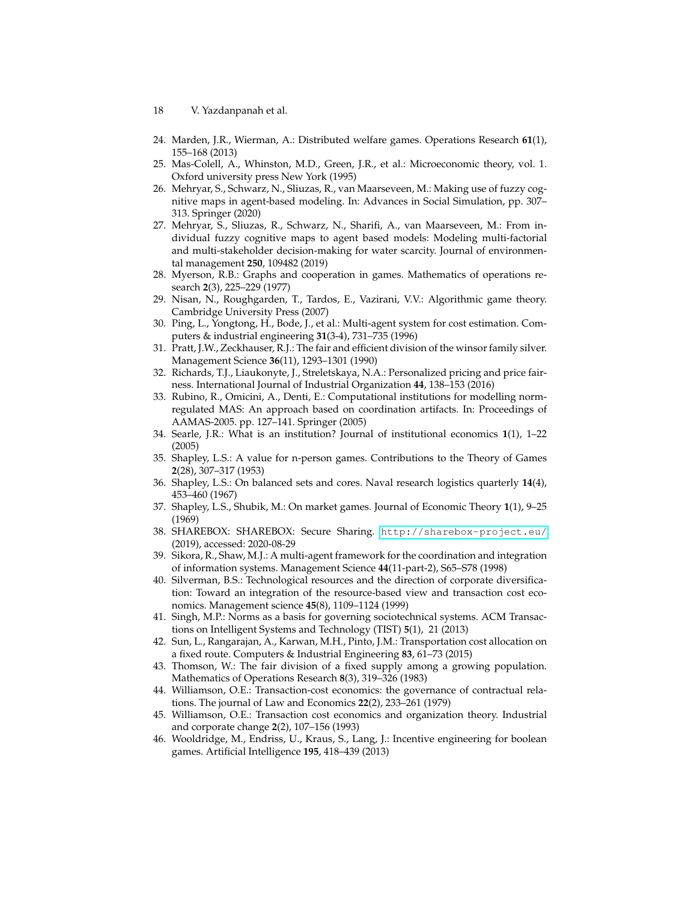24. Marden, J.R., Wierman, A.: Distributed welfare games. Operations Research **61**(1), 155–168 (2013)
25. Mas-Colell, A., Whinston, M.D., Green, J.R., et al.: Microeconomic theory, vol. 1. Oxford university press New York (1995)
26. Mehryar, S., Schwarz, N., Sliuzas, R., van Maarseveen, M.: Making use of fuzzy cognitive maps in agent-based modeling. In: Advances in Social Simulation, pp. 307–313. Springer (2020)
27. Mehryar, S., Sliuzas, R., Schwarz, N., Sharifi, A., van Maarseveen, M.: From individual fuzzy cognitive maps to agent based models: Modeling multi-factorial and multi-stakeholder decision-making for water scarcity. Journal of environmental management **250**, 109482 (2019)
28. Myerson, R.B.: Graphs and cooperation in games. Mathematics of operations research **2**(3), 225–229 (1977)
29. Nisan, N., Roughgarden, T., Tardos, E., Vazirani, V.V.: Algorithmic game theory. Cambridge University Press (2007)
30. Ping, L., Yongtong, H., Bode, J., et al.: Multi-agent system for cost estimation. Computers & industrial engineering **31**(3-4), 731–735 (1996)
31. Pratt, J.W., Zeckhauser, R.J.: The fair and efficient division of the winsor family silver. Management Science **36**(11), 1293–1301 (1990)
32. Richards, T.J., Liaukonyte, J., Streletskaya, N.A.: Personalized pricing and price fairness. International Journal of Industrial Organization **44**, 138–153 (2016)
33. Rubino, R., Omicini, A., Denti, E.: Computational institutions for modelling norm-regulated MAS: An approach based on coordination artifacts. In: Proceedings of AAMAS-2005. pp. 127–141. Springer (2005)
34. Searle, J.R.: What is an institution? Journal of institutional economics **1**(1), 1–22 (2005)
35. Shapley, L.S.: A value for n-person games. Contributions to the Theory of Games **2**(28), 307–317 (1953)
36. Shapley, L.S.: On balanced sets and cores. Naval research logistics quarterly **14**(4), 453–460 (1967)
37. Shapley, L.S., Shubik, M.: On market games. Journal of Economic Theory **1**(1), 9–25 (1969)
38. SHAREBOX: SHAREBOX: Secure Sharing. http://sharebox-project.eu/ (2019), accessed: 2020-08-29
39. Sikora, R., Shaw, M.J.: A multi-agent framework for the coordination and integration of information systems. Management Science **44**(11-part-2), S65–S78 (1998)
40. Silverman, B.S.: Technological resources and the direction of corporate diversification: Toward an integration of the resource-based view and transaction cost economics. Management science **45**(8), 1109–1124 (1999)
41. Singh, M.P.: Norms as a basis for governing sociotechnical systems. ACM Transactions on Intelligent Systems and Technology (TIST) **5**(1), 21 (2013)
42. Sun, L., Rangarajan, A., Karwan, M.H., Pinto, J.M.: Transportation cost allocation on a fixed route. Computers & Industrial Engineering **83**, 61–73 (2015)
43. Thomson, W.: The fair division of a fixed supply among a growing population. Mathematics of Operations Research **8**(3), 319–326 (1983)
44. Williamson, O.E.: Transaction-cost economics: the governance of contractual relations. The journal of Law and Economics **22**(2), 233–261 (1979)
45. Williamson, O.E.: Transaction cost economics and organization theory. Industrial and corporate change **2**(2), 107–156 (1993)
46. Wooldridge, M., Endriss, U., Kraus, S., Lang, J.: Incentive engineering for boolean games. Artificial Intelligence **195**, 418–439 (2013)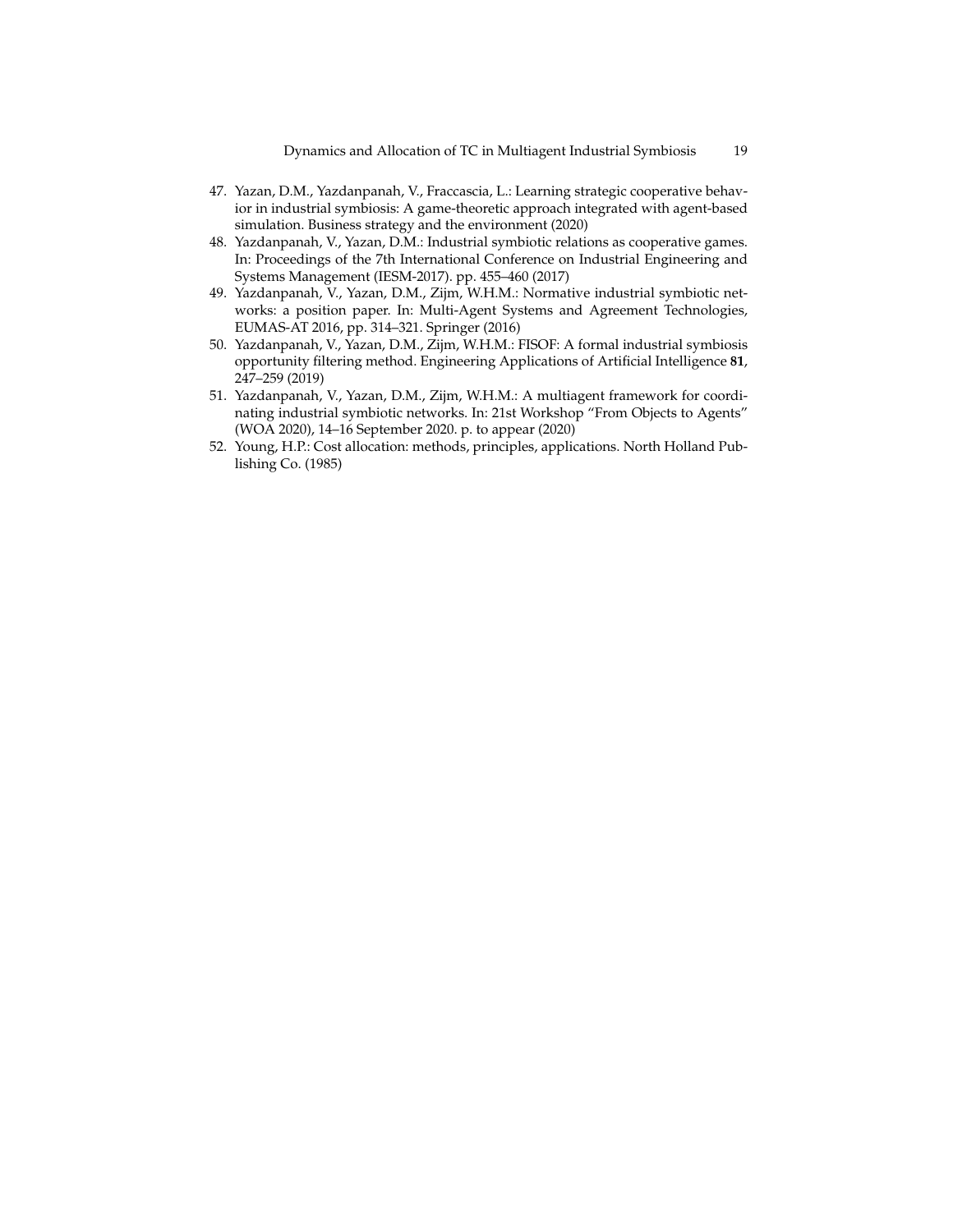47. Yazan, D.M., Yazdanpanah, V., Fraccascia, L.: Learning strategic cooperative behavior in industrial symbiosis: A game-theoretic approach integrated with agent-based simulation. Business strategy and the environment (2020)
48. Yazdanpanah, V., Yazan, D.M.: Industrial symbiotic relations as cooperative games. In: Proceedings of the 7th International Conference on Industrial Engineering and Systems Management (IESM-2017). pp. 455–460 (2017)
49. Yazdanpanah, V., Yazan, D.M., Zijm, W.H.M.: Normative industrial symbiotic networks: a position paper. In: Multi-Agent Systems and Agreement Technologies, EUMAS-AT 2016, pp. 314–321. Springer (2016)
50. Yazdanpanah, V., Yazan, D.M., Zijm, W.H.M.: FISOF: A formal industrial symbiosis opportunity filtering method. Engineering Applications of Artificial Intelligence **81**, 247–259 (2019)
51. Yazdanpanah, V., Yazan, D.M., Zijm, W.H.M.: A multiagent framework for coordinating industrial symbiotic networks. In: 21st Workshop "From Objects to Agents" (WOA 2020), 14–16 September 2020. p. to appear (2020)
52. Young, H.P.: Cost allocation: methods, principles, applications. North Holland Publishing Co. (1985)